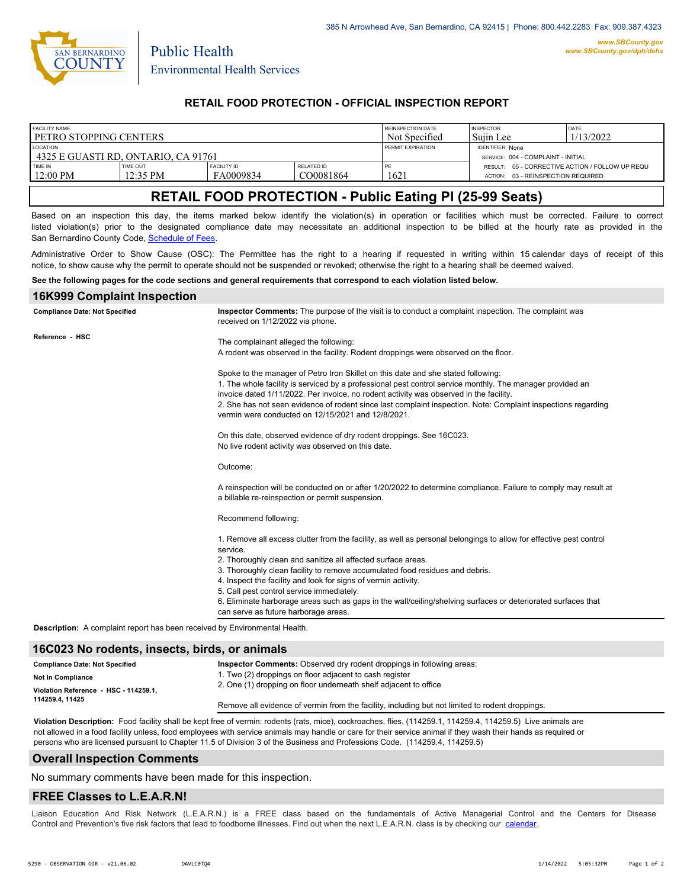385 N Arrowhead Ave, San Bernardino, CA 92415 | Phone: 800.442.2283 Fax: 909.387.4323

www.SBCounty.gov
www.SBCounty.gov/dph/dehs

San Bernardino County
Public Health
Environmental Health Services

## RETAIL FOOD PROTECTION - OFFICIAL INSPECTION REPORT

| FACILITY NAME | | | | REINSPECTION DATE | INSPECTOR | DATE |
|---|---|---|---|---|---|---|
| PETRO STOPPING CENTERS | | | | Not Specified | Sujin Lee | 1/13/2022 |
| LOCATION | | | | PERMIT EXPIRATION | IDENTIFIER: None | |
| 4325 E GUASTI RD, ONTARIO, CA 91761 | | | | | SERVICE: 004 - COMPLAINT - INITIAL | |
| TIME IN | TIME OUT | FACILITY ID | RELATED ID | PE | RESULT: 05 - CORRECTIVE ACTION / FOLLOW UP REQU | |
| 12:00 PM | 12:35 PM | FA0009834 | CO0081864 | 1621 | ACTION: 03 - REINSPECTION REQUIRED | |

# RETAIL FOOD PROTECTION - Public Eating Pl (25-99 Seats)

Based on an inspection this day, the items marked below identify the violation(s) in operation or facilities which must be corrected. Failure to correct listed violation(s) prior to the designated compliance date may necessitate an additional inspection to be billed at the hourly rate as provided in the San Bernardino County Code, Schedule of Fees.

Administrative Order to Show Cause (OSC): The Permittee has the right to a hearing if requested in writing within 15 calendar days of receipt of this notice, to show cause why the permit to operate should not be suspended or revoked; otherwise the right to a hearing shall be deemed waived.

**See the following pages for the code sections and general requirements that correspond to each violation listed below.**

## 16K999 Complaint Inspection

**Compliance Date: Not Specified**

**Reference - HSC**

**Inspector Comments:** The purpose of the visit is to conduct a complaint inspection. The complaint was received on 1/12/2022 via phone.

The complainant alleged the following:
A rodent was observed in the facility. Rodent droppings were observed on the floor.

Spoke to the manager of Petro Iron Skillet on this date and she stated following:
1. The whole facility is serviced by a professional pest control service monthly. The manager provided an invoice dated 1/11/2022. Per invoice, no rodent activity was observed in the facility.
2. She has not seen evidence of rodent since last complaint inspection. Note: Complaint inspections regarding vermin were conducted on 12/15/2021 and 12/8/2021.

On this date, observed evidence of dry rodent droppings. See 16C023.
No live rodent activity was observed on this date.

Outcome:

A reinspection will be conducted on or after 1/20/2022 to determine compliance. Failure to comply may result at a billable re-reinspection or permit suspension.

Recommend following:

1. Remove all excess clutter from the facility, as well as personal belongings to allow for effective pest control service.
2. Thoroughly clean and sanitize all affected surface areas.
3. Thoroughly clean facility to remove accumulated food residues and debris.
4. Inspect the facility and look for signs of vermin activity.
5. Call pest control service immediately.
6. Eliminate harborage areas such as gaps in the wall/ceiling/shelving surfaces or deteriorated surfaces that can serve as future harborage areas.

**Description:** A complaint report has been received by Environmental Health.

## 16C023 No rodents, insects, birds, or animals

**Compliance Date: Not Specified**

**Not In Compliance**

**Violation Reference - HSC - 114259.1, 114259.4, 11425**

**Inspector Comments:** Observed dry rodent droppings in following areas:
1. Two (2) droppings on floor adjacent to cash register
2. One (1) dropping on floor underneath shelf adjacent to office

Remove all evidence of vermin from the facility, including but not limited to rodent droppings.

**Violation Description:** Food facility shall be kept free of vermin: rodents (rats, mice), cockroaches, flies. (114259.1, 114259.4, 114259.5) Live animals are not allowed in a food facility unless, food employees with service animals may handle or care for their service animal if they wash their hands as required or persons who are licensed pursuant to Chapter 11.5 of Division 3 of the Business and Professions Code. (114259.4, 114259.5)

## Overall Inspection Comments

No summary comments have been made for this inspection.

## FREE Classes to L.E.A.R.N!

Liaison Education And Risk Network (L.E.A.R.N.) is a FREE class based on the fundamentals of Active Managerial Control and the Centers for Disease Control and Prevention's five risk factors that lead to foodborne illnesses. Find out when the next L.E.A.R.N. class is by checking our calendar.

5290 - OBSERVATION OIR - v21.06.02 DAVLC0TQ4 1/14/2022 5:05:32PM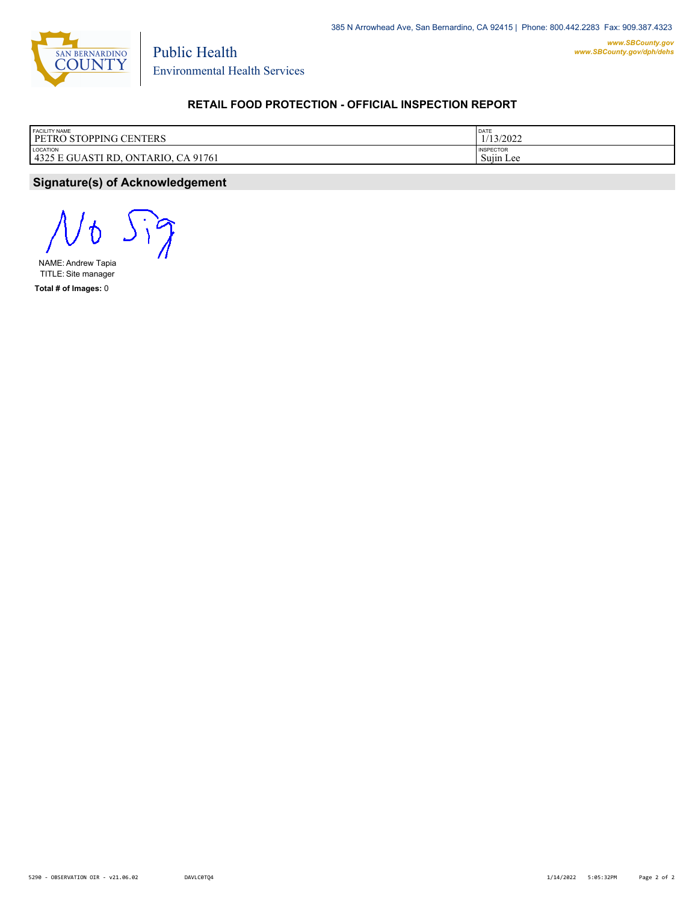Public Health
Environmental Health Services

385 N Arrowhead Ave, San Bernardino, CA 92415 | Phone: 800.442.2283 Fax: 909.387.4323

*www.SBCounty.gov*
*www.SBCounty.gov/dph/dehs*

## RETAIL FOOD PROTECTION - OFFICIAL INSPECTION REPORT

| FACILITY NAME | DATE |
|---|---|
| PETRO STOPPING CENTERS | 1/13/2022 |
| **LOCATION** | **INSPECTOR** |
| 4325 E GUASTI RD, ONTARIO, CA 91761 | Sujin Lee |

## Signature(s) of Acknowledgement

No Sig

NAME: Andrew Tapia
TITLE: Site manager

**Total # of Images:** 0

5290 - OBSERVATION OIR - v21.06.02 DAVLC0TQ4 1/14/2022 5:05:32PM